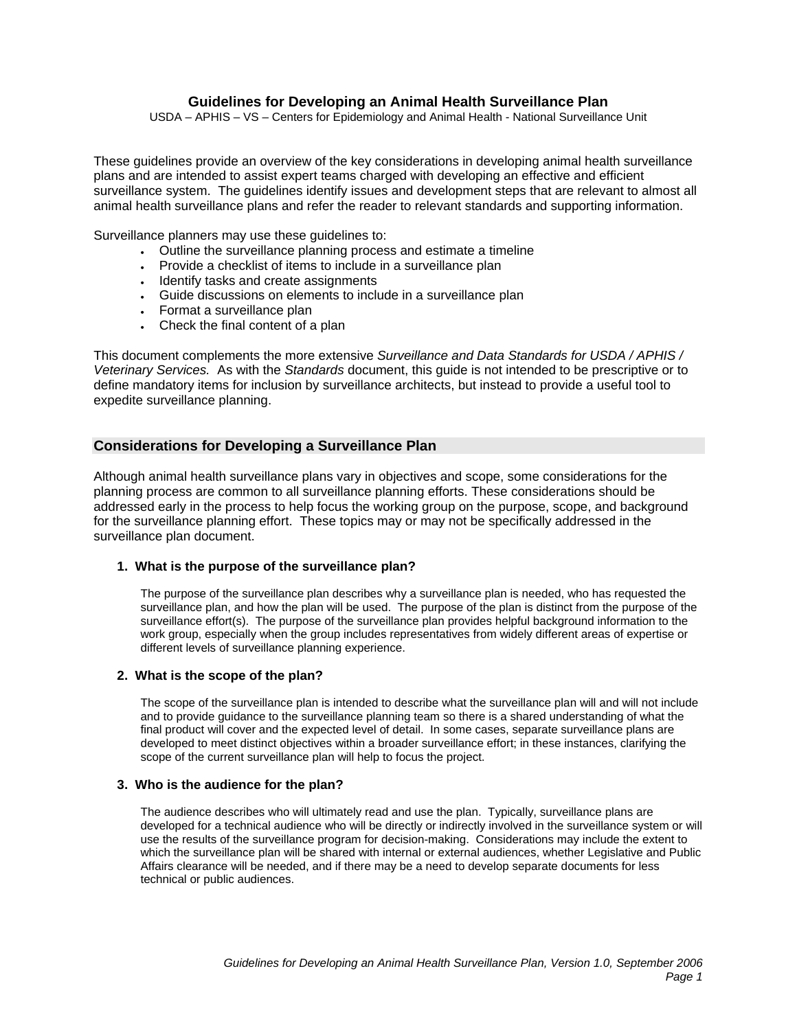# Guidelines for Developing an Animal Health Surveillance Plan

USDA – APHIS – VS – Centers for Epidemiology and Animal Health - National Surveillance Unit

These guidelines provide an overview of the key considerations in developing animal health surveillance plans and are intended to assist expert teams charged with developing an effective and efficient surveillance system. The guidelines identify issues and development steps that are relevant to almost all animal health surveillance plans and refer the reader to relevant standards and supporting information.

Surveillance planners may use these guidelines to:

- Outline the surveillance planning process and estimate a timeline
- Provide a checklist of items to include in a surveillance plan
- Identify tasks and create assignments
- Guide discussions on elements to include in a surveillance plan
- Format a surveillance plan
- Check the final content of a plan

This document complements the more extensive *Surveillance and Data Standards for USDA / APHIS / Veterinary Services.* As with the *Standards* document, this guide is not intended to be prescriptive or to define mandatory items for inclusion by surveillance architects, but instead to provide a useful tool to expedite surveillance planning.

## Considerations for Developing a Surveillance Plan

Although animal health surveillance plans vary in objectives and scope, some considerations for the planning process are common to all surveillance planning efforts. These considerations should be addressed early in the process to help focus the working group on the purpose, scope, and background for the surveillance planning effort. These topics may or may not be specifically addressed in the surveillance plan document.

### 1. What is the purpose of the surveillance plan?

The purpose of the surveillance plan describes why a surveillance plan is needed, who has requested the surveillance plan, and how the plan will be used. The purpose of the plan is distinct from the purpose of the surveillance effort(s). The purpose of the surveillance plan provides helpful background information to the work group, especially when the group includes representatives from widely different areas of expertise or different levels of surveillance planning experience.

### 2. What is the scope of the plan?

The scope of the surveillance plan is intended to describe what the surveillance plan will and will not include and to provide guidance to the surveillance planning team so there is a shared understanding of what the final product will cover and the expected level of detail. In some cases, separate surveillance plans are developed to meet distinct objectives within a broader surveillance effort; in these instances, clarifying the scope of the current surveillance plan will help to focus the project.

### 3. Who is the audience for the plan?

The audience describes who will ultimately read and use the plan. Typically, surveillance plans are developed for a technical audience who will be directly or indirectly involved in the surveillance system or will use the results of the surveillance program for decision-making. Considerations may include the extent to which the surveillance plan will be shared with internal or external audiences, whether Legislative and Public Affairs clearance will be needed, and if there may be a need to develop separate documents for less technical or public audiences.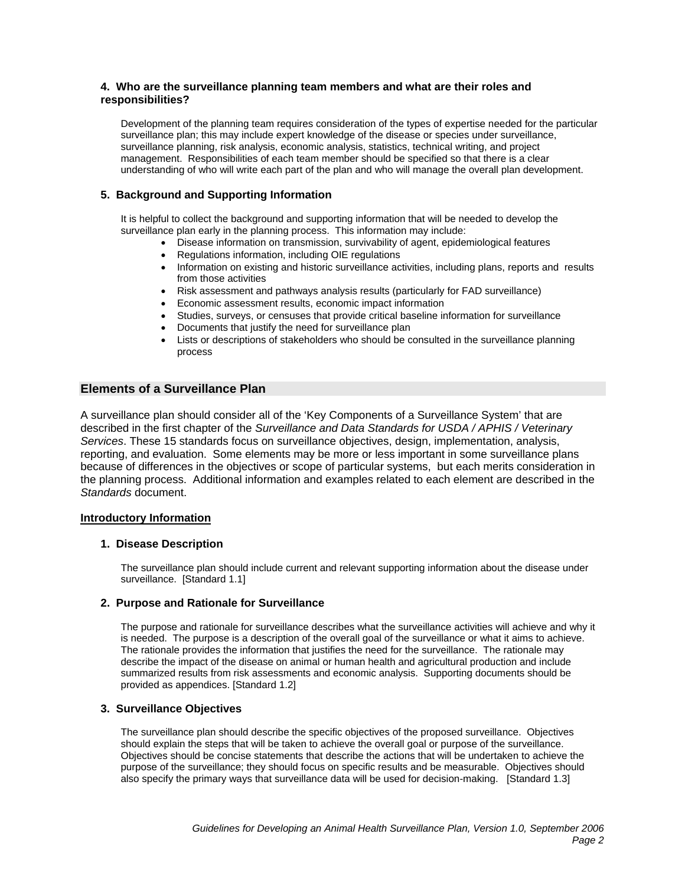### 4. Who are the surveillance planning team members and what are their roles and responsibilities?

Development of the planning team requires consideration of the types of expertise needed for the particular surveillance plan; this may include expert knowledge of the disease or species under surveillance, surveillance planning, risk analysis, economic analysis, statistics, technical writing, and project management. Responsibilities of each team member should be specified so that there is a clear understanding of who will write each part of the plan and who will manage the overall plan development.

### 5. Background and Supporting Information

It is helpful to collect the background and supporting information that will be needed to develop the surveillance plan early in the planning process. This information may include:

- Disease information on transmission, survivability of agent, epidemiological features
- Regulations information, including OIE regulations
- Information on existing and historic surveillance activities, including plans, reports and results from those activities
- Risk assessment and pathways analysis results (particularly for FAD surveillance)
- Economic assessment results, economic impact information
- Studies, surveys, or censuses that provide critical baseline information for surveillance
- Documents that justify the need for surveillance plan
- Lists or descriptions of stakeholders who should be consulted in the surveillance planning process

## Elements of a Surveillance Plan

A surveillance plan should consider all of the 'Key Components of a Surveillance System' that are described in the first chapter of the *Surveillance and Data Standards for USDA / APHIS / Veterinary Services*. These 15 standards focus on surveillance objectives, design, implementation, analysis, reporting, and evaluation. Some elements may be more or less important in some surveillance plans because of differences in the objectives or scope of particular systems, but each merits consideration in the planning process. Additional information and examples related to each element are described in the *Standards* document.

**Introductory Information**

### 1. Disease Description

The surveillance plan should include current and relevant supporting information about the disease under surveillance. [Standard 1.1]

### 2. Purpose and Rationale for Surveillance

The purpose and rationale for surveillance describes what the surveillance activities will achieve and why it is needed. The purpose is a description of the overall goal of the surveillance or what it aims to achieve. The rationale provides the information that justifies the need for the surveillance. The rationale may describe the impact of the disease on animal or human health and agricultural production and include summarized results from risk assessments and economic analysis. Supporting documents should be provided as appendices. [Standard 1.2]

### 3. Surveillance Objectives

The surveillance plan should describe the specific objectives of the proposed surveillance. Objectives should explain the steps that will be taken to achieve the overall goal or purpose of the surveillance. Objectives should be concise statements that describe the actions that will be undertaken to achieve the purpose of the surveillance; they should focus on specific results and be measurable. Objectives should also specify the primary ways that surveillance data will be used for decision-making. [Standard 1.3]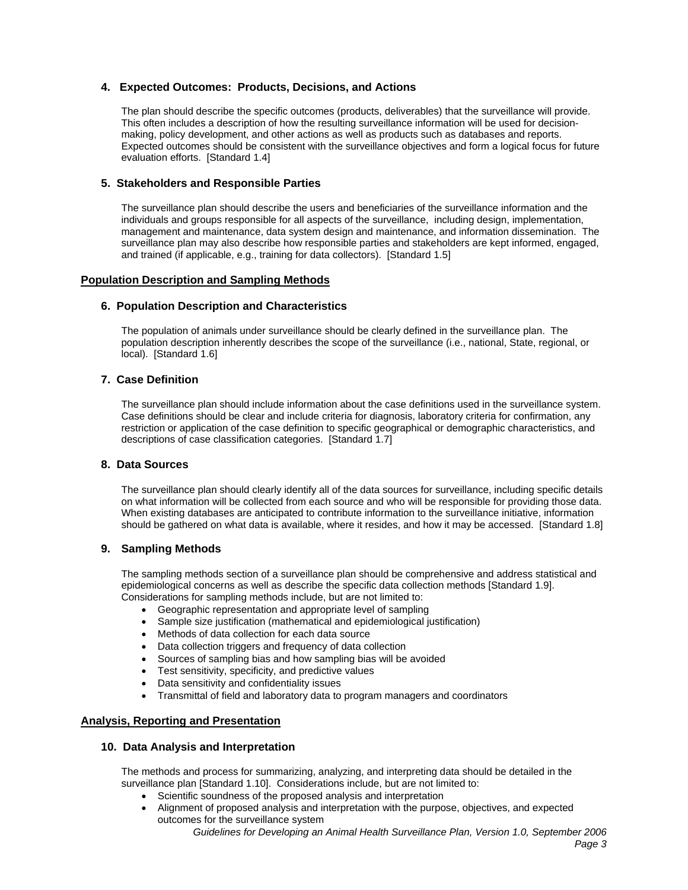### 4. Expected Outcomes: Products, Decisions, and Actions

The plan should describe the specific outcomes (products, deliverables) that the surveillance will provide. This often includes a description of how the resulting surveillance information will be used for decision-making, policy development, and other actions as well as products such as databases and reports. Expected outcomes should be consistent with the surveillance objectives and form a logical focus for future evaluation efforts. [Standard 1.4]

### 5. Stakeholders and Responsible Parties

The surveillance plan should describe the users and beneficiaries of the surveillance information and the individuals and groups responsible for all aspects of the surveillance, including design, implementation, management and maintenance, data system design and maintenance, and information dissemination. The surveillance plan may also describe how responsible parties and stakeholders are kept informed, engaged, and trained (if applicable, e.g., training for data collectors). [Standard 1.5]

## Population Description and Sampling Methods

### 6. Population Description and Characteristics

The population of animals under surveillance should be clearly defined in the surveillance plan. The population description inherently describes the scope of the surveillance (i.e., national, State, regional, or local). [Standard 1.6]

### 7. Case Definition

The surveillance plan should include information about the case definitions used in the surveillance system. Case definitions should be clear and include criteria for diagnosis, laboratory criteria for confirmation, any restriction or application of the case definition to specific geographical or demographic characteristics, and descriptions of case classification categories. [Standard 1.7]

### 8. Data Sources

The surveillance plan should clearly identify all of the data sources for surveillance, including specific details on what information will be collected from each source and who will be responsible for providing those data. When existing databases are anticipated to contribute information to the surveillance initiative, information should be gathered on what data is available, where it resides, and how it may be accessed. [Standard 1.8]

### 9. Sampling Methods

The sampling methods section of a surveillance plan should be comprehensive and address statistical and epidemiological concerns as well as describe the specific data collection methods [Standard 1.9]. Considerations for sampling methods include, but are not limited to:

- Geographic representation and appropriate level of sampling
- Sample size justification (mathematical and epidemiological justification)
- Methods of data collection for each data source
- Data collection triggers and frequency of data collection
- Sources of sampling bias and how sampling bias will be avoided
- Test sensitivity, specificity, and predictive values
- Data sensitivity and confidentiality issues
- Transmittal of field and laboratory data to program managers and coordinators

## Analysis, Reporting and Presentation

### 10. Data Analysis and Interpretation

The methods and process for summarizing, analyzing, and interpreting data should be detailed in the surveillance plan [Standard 1.10]. Considerations include, but are not limited to:

- Scientific soundness of the proposed analysis and interpretation
- Alignment of proposed analysis and interpretation with the purpose, objectives, and expected outcomes for the surveillance system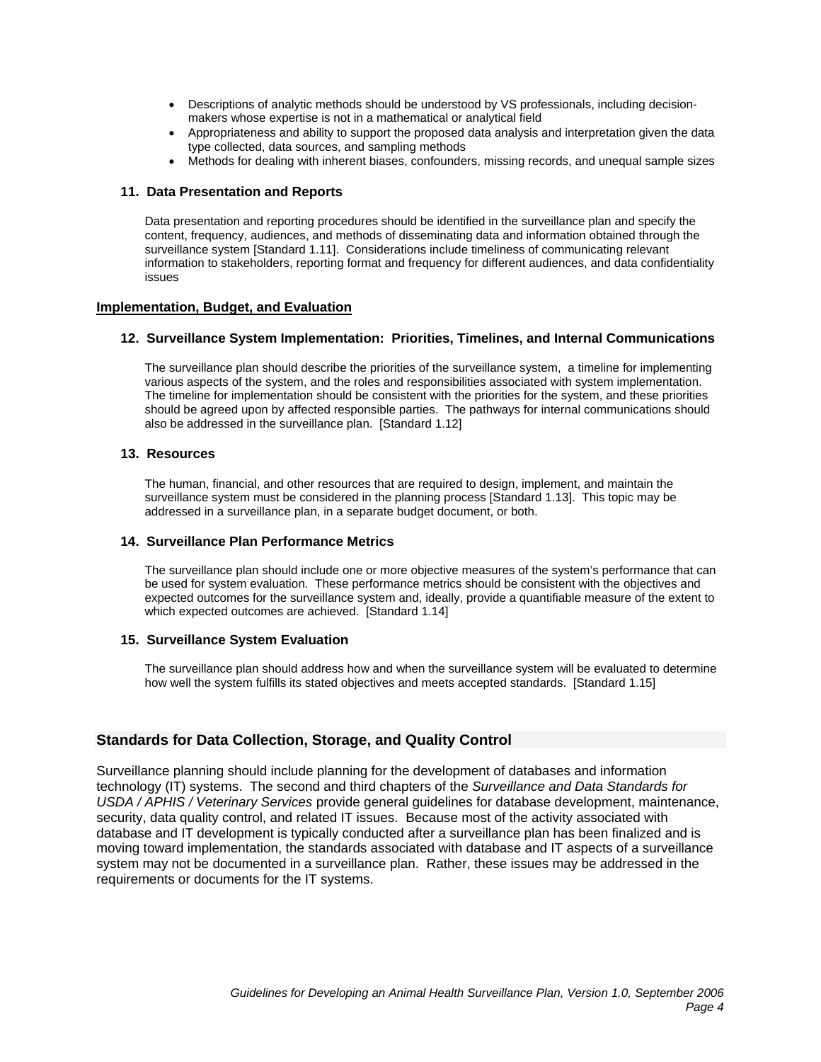- Descriptions of analytic methods should be understood by VS professionals, including decision-makers whose expertise is not in a mathematical or analytical field
- Appropriateness and ability to support the proposed data analysis and interpretation given the data type collected, data sources, and sampling methods
- Methods for dealing with inherent biases, confounders, missing records, and unequal sample sizes

### 11. Data Presentation and Reports

Data presentation and reporting procedures should be identified in the surveillance plan and specify the content, frequency, audiences, and methods of disseminating data and information obtained through the surveillance system [Standard 1.11]. Considerations include timeliness of communicating relevant information to stakeholders, reporting format and frequency for different audiences, and data confidentiality issues

**Implementation, Budget, and Evaluation**

### 12. Surveillance System Implementation: Priorities, Timelines, and Internal Communications

The surveillance plan should describe the priorities of the surveillance system, a timeline for implementing various aspects of the system, and the roles and responsibilities associated with system implementation. The timeline for implementation should be consistent with the priorities for the system, and these priorities should be agreed upon by affected responsible parties. The pathways for internal communications should also be addressed in the surveillance plan. [Standard 1.12]

### 13. Resources

The human, financial, and other resources that are required to design, implement, and maintain the surveillance system must be considered in the planning process [Standard 1.13]. This topic may be addressed in a surveillance plan, in a separate budget document, or both.

### 14. Surveillance Plan Performance Metrics

The surveillance plan should include one or more objective measures of the system's performance that can be used for system evaluation. These performance metrics should be consistent with the objectives and expected outcomes for the surveillance system and, ideally, provide a quantifiable measure of the extent to which expected outcomes are achieved. [Standard 1.14]

### 15. Surveillance System Evaluation

The surveillance plan should address how and when the surveillance system will be evaluated to determine how well the system fulfills its stated objectives and meets accepted standards. [Standard 1.15]

## Standards for Data Collection, Storage, and Quality Control

Surveillance planning should include planning for the development of databases and information technology (IT) systems. The second and third chapters of the *Surveillance and Data Standards for USDA / APHIS / Veterinary Services* provide general guidelines for database development, maintenance, security, data quality control, and related IT issues. Because most of the activity associated with database and IT development is typically conducted after a surveillance plan has been finalized and is moving toward implementation, the standards associated with database and IT aspects of a surveillance system may not be documented in a surveillance plan. Rather, these issues may be addressed in the requirements or documents for the IT systems.